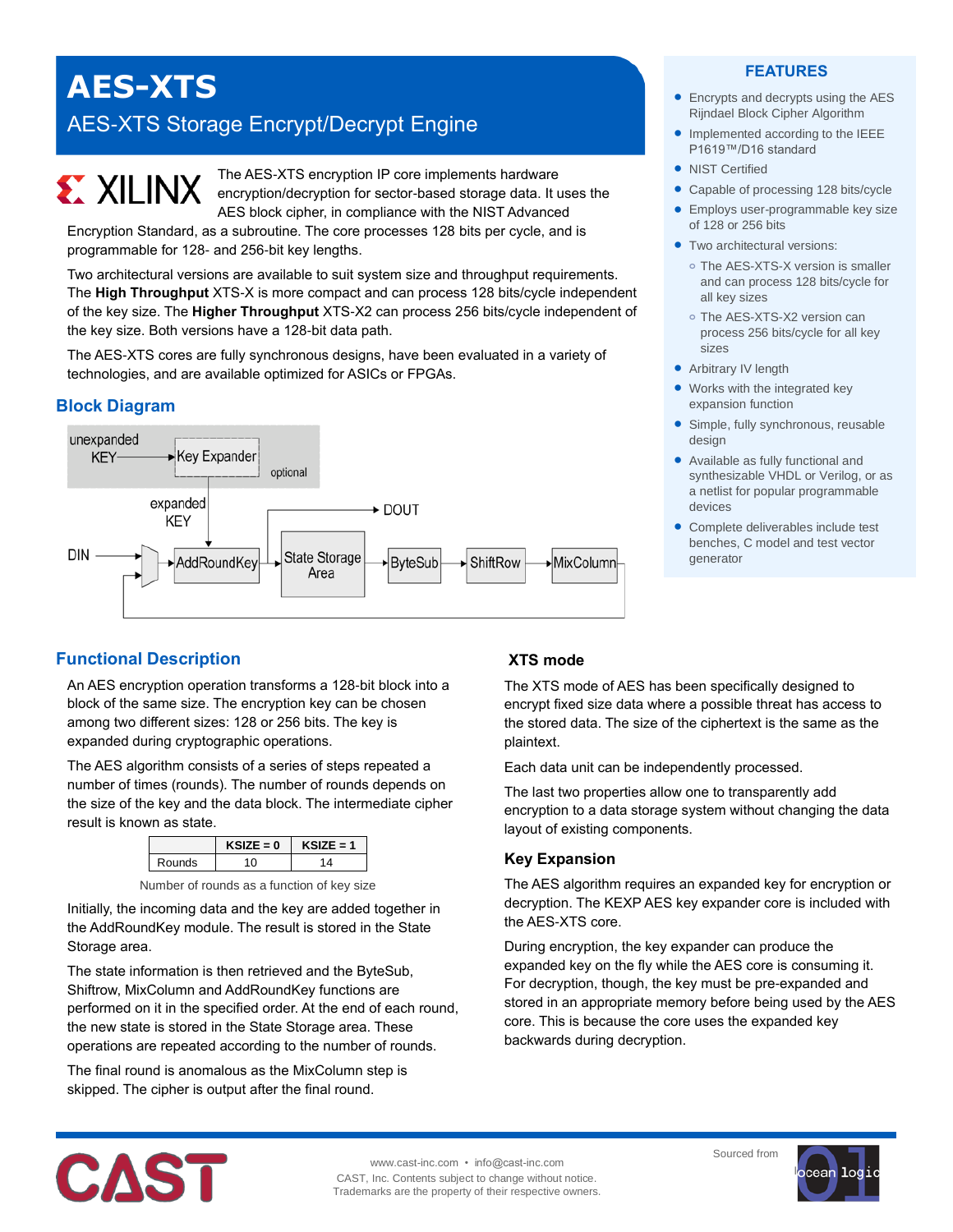# AES-XTS

## AES-XTS Storage Encrypt/Decrypt Engine

The AES-XTS encryption IP core implements hardware encryption/decryption for sector-based storage data. It uses the AES block cipher, in compliance with the NIST Advanced Encryption Standard, as a subroutine. The core processes 128 bits per cycle, and is programmable for 128- and 256-bit key lengths.

Two architectural versions are available to suit system size and throughput requirements. The **High Throughput** XTS-X is more compact and can process 128 bits/cycle independent of the key size. The **Higher Throughput** XTS-X2 can process 256 bits/cycle independent of the key size. Both versions have a 128-bit data path.

The AES-XTS cores are fully synchronous designs, have been evaluated in a variety of technologies, and are available optimized for ASICs or FPGAs.

## FEATURES

- Encrypts and decrypts using the AES Rijndael Block Cipher Algorithm
- Implemented according to the IEEE P1619™/D16 standard
- NIST Certified
- Capable of processing 128 bits/cycle
- Employs user-programmable key size of 128 or 256 bits
- Two architectural versions:
  - The AES-XTS-X version is smaller and can process 128 bits/cycle for all key sizes
  - The AES-XTS-X2 version can process 256 bits/cycle for all key sizes
- Arbitrary IV length
- Works with the integrated key expansion function
- Simple, fully synchronous, reusable design
- Available as fully functional and synthesizable VHDL or Verilog, or as a netlist for popular programmable devices
- Complete deliverables include test benches, C model and test vector generator

## Block Diagram

unexpanded KEY → Key Expander (optional)

expanded KEY → AddRoundKey

DIN → AddRoundKey → State Storage Area → ByteSub → ShiftRow → MixColumn (feedback loop)

State Storage Area → DOUT

## Functional Description

An AES encryption operation transforms a 128-bit block into a block of the same size. The encryption key can be chosen among two different sizes: 128 or 256 bits. The key is expanded during cryptographic operations.

The AES algorithm consists of a series of steps repeated a number of times (rounds). The number of rounds depends on the size of the key and the data block. The intermediate cipher result is known as state.

| | KSIZE = 0 | KSIZE = 1 |
|---|---|---|
| Rounds | 10 | 14 |

Number of rounds as a function of key size

Initially, the incoming data and the key are added together in the AddRoundKey module. The result is stored in the State Storage area.

The state information is then retrieved and the ByteSub, Shiftrow, MixColumn and AddRoundKey functions are performed on it in the specified order. At the end of each round, the new state is stored in the State Storage area. These operations are repeated according to the number of rounds.

The final round is anomalous as the MixColumn step is skipped. The cipher is output after the final round.

### XTS mode

The XTS mode of AES has been specifically designed to encrypt fixed size data where a possible threat has access to the stored data. The size of the ciphertext is the same as the plaintext.

Each data unit can be independently processed.

The last two properties allow one to transparently add encryption to a data storage system without changing the data layout of existing components.

### Key Expansion

The AES algorithm requires an expanded key for encryption or decryption. The KEXP AES key expander core is included with the AES-XTS core.

During encryption, the key expander can produce the expanded key on the fly while the AES core is consuming it. For decryption, though, the key must be pre-expanded and stored in an appropriate memory before being used by the AES core. This is because the core uses the expanded key backwards during decryption.

www.cast-inc.com • info@cast-inc.com
CAST, Inc. Contents subject to change without notice.
Trademarks are the property of their respective owners.

Sourced from ocean logic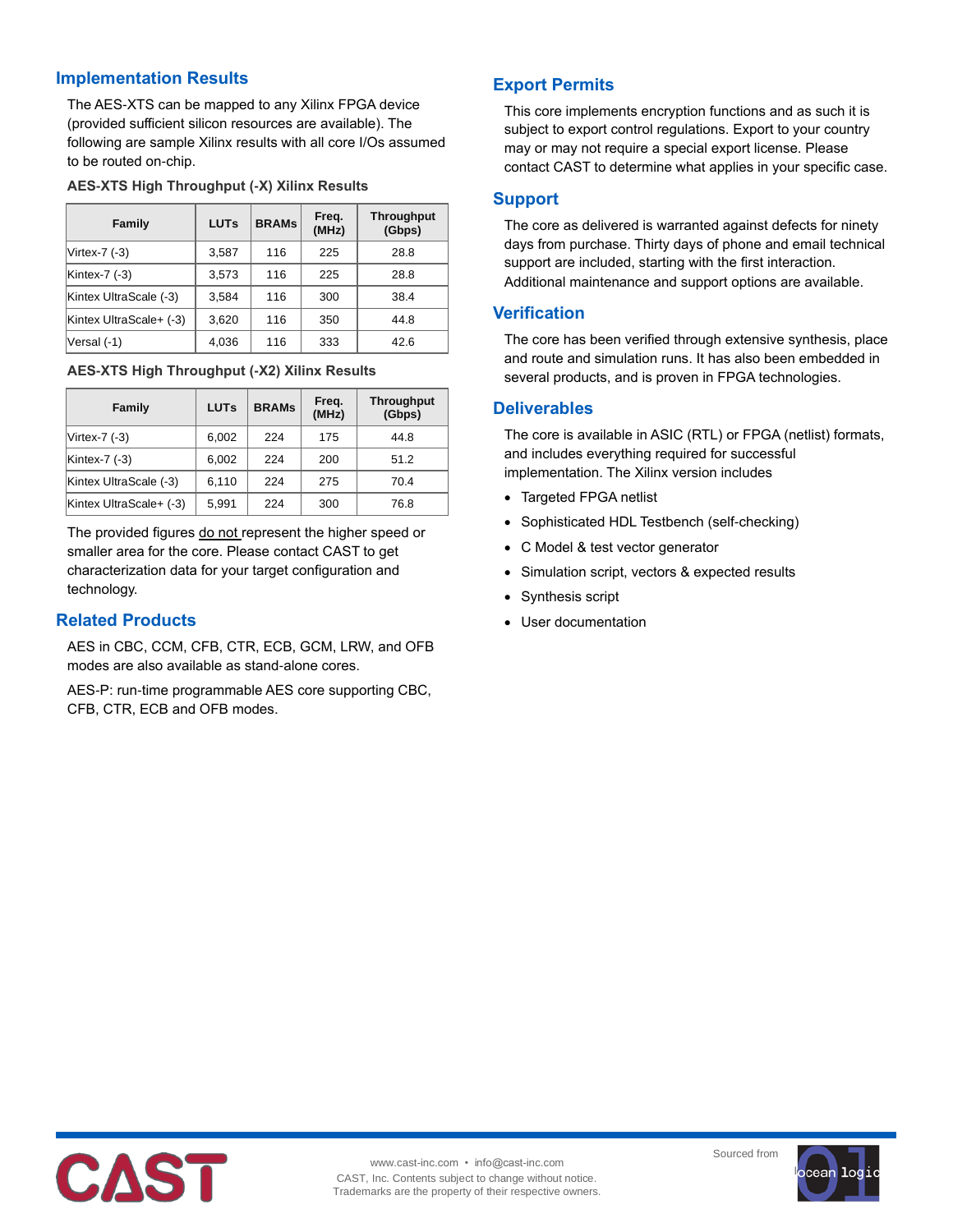## Implementation Results

The AES-XTS can be mapped to any Xilinx FPGA device (provided sufficient silicon resources are available). The following are sample Xilinx results with all core I/Os assumed to be routed on-chip.

**AES-XTS High Throughput (-X) Xilinx Results**

| Family | LUTs | BRAMs | Freq. (MHz) | Throughput (Gbps) |
|---|---|---|---|---|
| Virtex-7 (-3) | 3,587 | 116 | 225 | 28.8 |
| Kintex-7 (-3) | 3,573 | 116 | 225 | 28.8 |
| Kintex UltraScale (-3) | 3,584 | 116 | 300 | 38.4 |
| Kintex UltraScale+ (-3) | 3,620 | 116 | 350 | 44.8 |
| Versal (-1) | 4,036 | 116 | 333 | 42.6 |

**AES-XTS High Throughput (-X2) Xilinx Results**

| Family | LUTs | BRAMs | Freq. (MHz) | Throughput (Gbps) |
|---|---|---|---|---|
| Virtex-7 (-3) | 6,002 | 224 | 175 | 44.8 |
| Kintex-7 (-3) | 6,002 | 224 | 200 | 51.2 |
| Kintex UltraScale (-3) | 6,110 | 224 | 275 | 70.4 |
| Kintex UltraScale+ (-3) | 5,991 | 224 | 300 | 76.8 |

The provided figures do not represent the higher speed or smaller area for the core. Please contact CAST to get characterization data for your target configuration and technology.

## Related Products

AES in CBC, CCM, CFB, CTR, ECB, GCM, LRW, and OFB modes are also available as stand-alone cores.

AES-P: run-time programmable AES core supporting CBC, CFB, CTR, ECB and OFB modes.

## Export Permits

This core implements encryption functions and as such it is subject to export control regulations. Export to your country may or may not require a special export license. Please contact CAST to determine what applies in your specific case.

## Support

The core as delivered is warranted against defects for ninety days from purchase. Thirty days of phone and email technical support are included, starting with the first interaction. Additional maintenance and support options are available.

## Verification

The core has been verified through extensive synthesis, place and route and simulation runs. It has also been embedded in several products, and is proven in FPGA technologies.

## Deliverables

The core is available in ASIC (RTL) or FPGA (netlist) formats, and includes everything required for successful implementation. The Xilinx version includes

- Targeted FPGA netlist
- Sophisticated HDL Testbench (self-checking)
- C Model & test vector generator
- Simulation script, vectors & expected results
- Synthesis script
- User documentation

www.cast-inc.com • info@cast-inc.com
CAST, Inc. Contents subject to change without notice.
Trademarks are the property of their respective owners.

Sourced from ocean logic